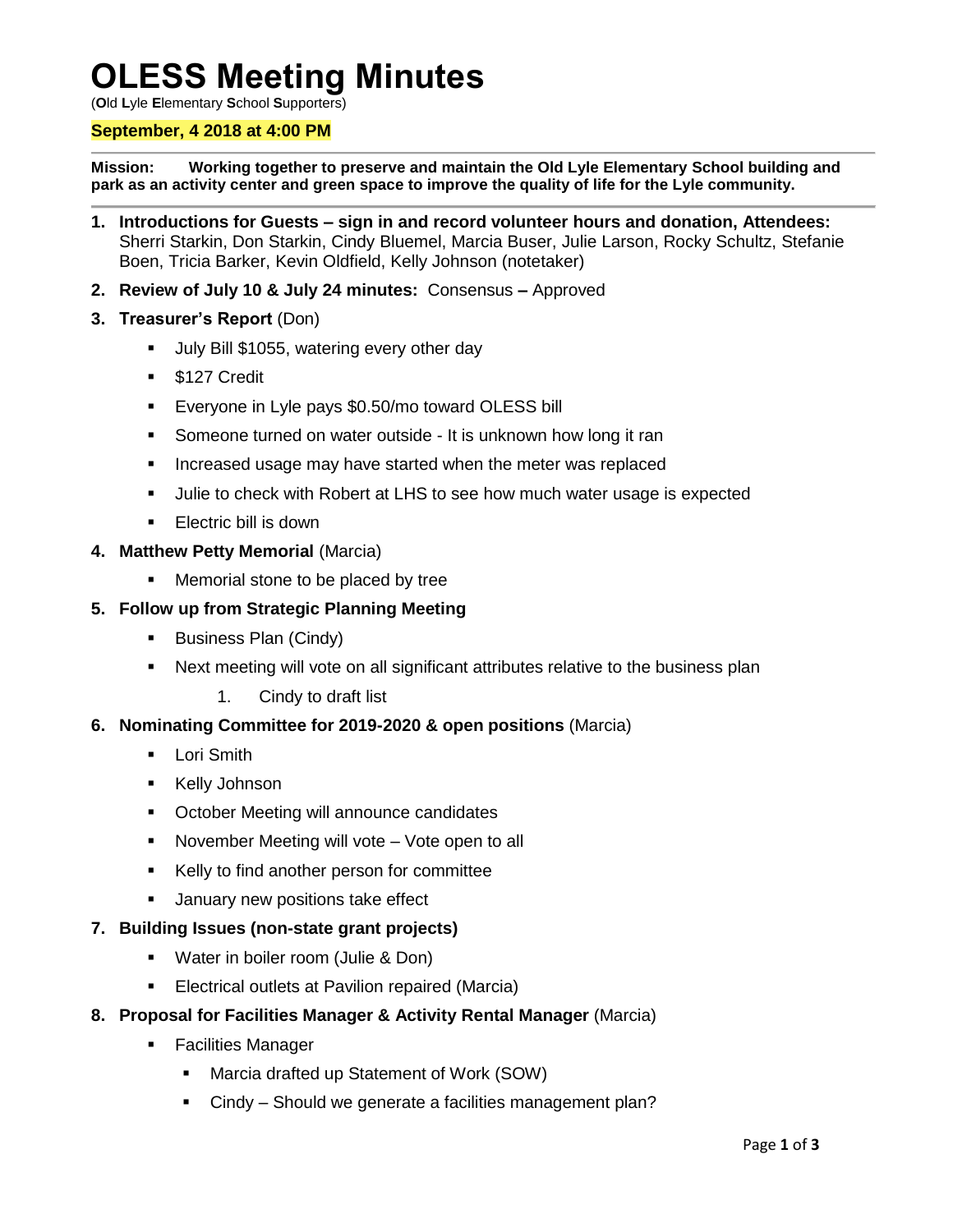# OLESS Meeting Minutes

(**O**ld **L**yle **E**lementary **S**chool **S**upporters)

**September, 4 2018 at 4:00 PM**

**Mission: Working together to preserve and maintain the Old Lyle Elementary School building and park as an activity center and green space to improve the quality of life for the Lyle community.**

1. **Introductions for Guests – sign in and record volunteer hours and donation, Attendees:** Sherri Starkin, Don Starkin, Cindy Bluemel, Marcia Buser, Julie Larson, Rocky Schultz, Stefanie Boen, Tricia Barker, Kevin Oldfield, Kelly Johnson (notetaker)
2. **Review of July 10 & July 24 minutes:** Consensus **–** Approved
3. **Treasurer's Report** (Don)
   - July Bill $1055, watering every other day
   - $127 Credit
   - Everyone in Lyle pays $0.50/mo toward OLESS bill
   - Someone turned on water outside - It is unknown how long it ran
   - Increased usage may have started when the meter was replaced
   - Julie to check with Robert at LHS to see how much water usage is expected
   - Electric bill is down
4. **Matthew Petty Memorial** (Marcia)
   - Memorial stone to be placed by tree
5. **Follow up from Strategic Planning Meeting**
   - Business Plan (Cindy)
   - Next meeting will vote on all significant attributes relative to the business plan
     1. Cindy to draft list
6. **Nominating Committee for 2019-2020 & open positions** (Marcia)
   - Lori Smith
   - Kelly Johnson
   - October Meeting will announce candidates
   - November Meeting will vote – Vote open to all
   - Kelly to find another person for committee
   - January new positions take effect
7. **Building Issues (non-state grant projects)**
   - Water in boiler room (Julie & Don)
   - Electrical outlets at Pavilion repaired (Marcia)
8. **Proposal for Facilities Manager & Activity Rental Manager** (Marcia)
   - Facilities Manager
     - Marcia drafted up Statement of Work (SOW)
     - Cindy – Should we generate a facilities management plan?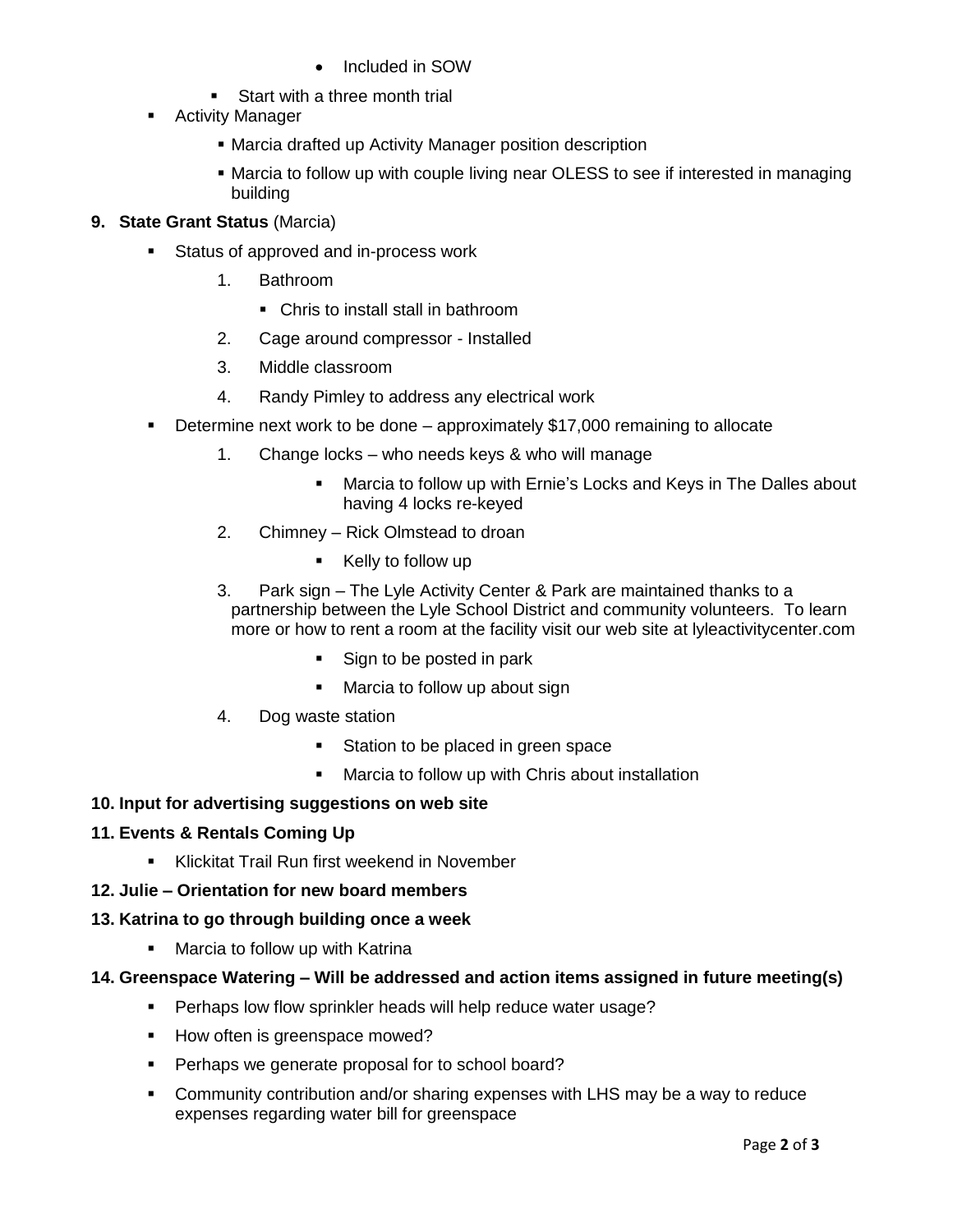- Included in SOW
    - Start with a three month trial
- Activity Manager
    - Marcia drafted up Activity Manager position description
    - Marcia to follow up with couple living near OLESS to see if interested in managing building

**9. State Grant Status** (Marcia)

- Status of approved and in-process work
    1. Bathroom
        - Chris to install stall in bathroom
    2. Cage around compressor - Installed
    3. Middle classroom
    4. Randy Pimley to address any electrical work
- Determine next work to be done – approximately $17,000 remaining to allocate
    1. Change locks – who needs keys & who will manage
        - Marcia to follow up with Ernie's Locks and Keys in The Dalles about having 4 locks re-keyed
    2. Chimney – Rick Olmstead to droan
        - Kelly to follow up
    3. Park sign – The Lyle Activity Center & Park are maintained thanks to a partnership between the Lyle School District and community volunteers. To learn more or how to rent a room at the facility visit our web site at lyleactivitycenter.com
        - Sign to be posted in park
        - Marcia to follow up about sign
    4. Dog waste station
        - Station to be placed in green space
        - Marcia to follow up with Chris about installation

**10. Input for advertising suggestions on web site**

**11. Events & Rentals Coming Up**

- Klickitat Trail Run first weekend in November

**12. Julie – Orientation for new board members**

**13. Katrina to go through building once a week**

- Marcia to follow up with Katrina

**14. Greenspace Watering – Will be addressed and action items assigned in future meeting(s)**

- Perhaps low flow sprinkler heads will help reduce water usage?
- How often is greenspace mowed?
- Perhaps we generate proposal for to school board?
- Community contribution and/or sharing expenses with LHS may be a way to reduce expenses regarding water bill for greenspace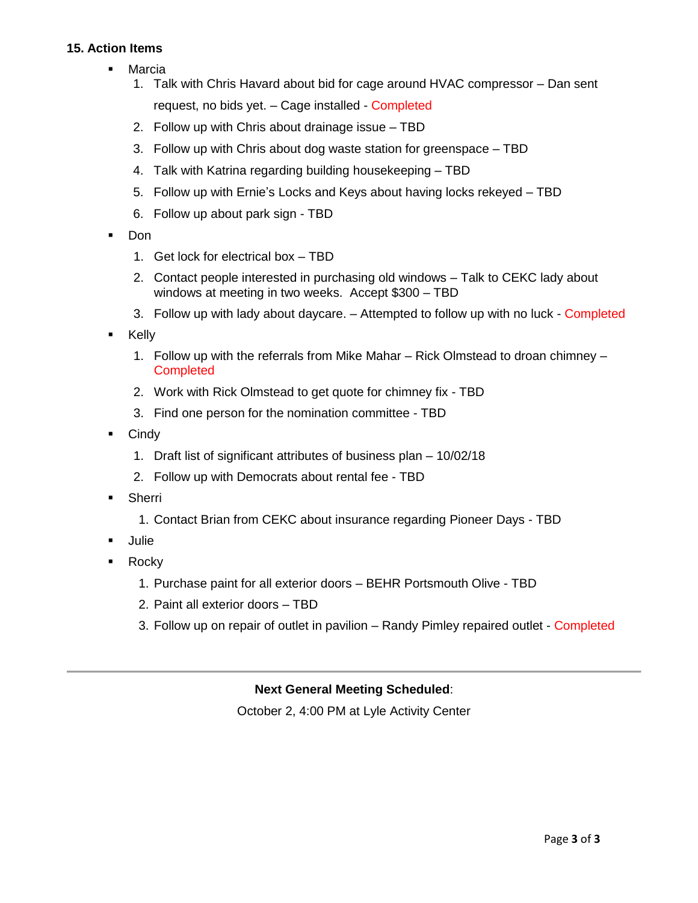### 15. Action Items

- Marcia
  1. Talk with Chris Havard about bid for cage around HVAC compressor – Dan sent request, no bids yet. – Cage installed - Completed
  2. Follow up with Chris about drainage issue – TBD
  3. Follow up with Chris about dog waste station for greenspace – TBD
  4. Talk with Katrina regarding building housekeeping – TBD
  5. Follow up with Ernie's Locks and Keys about having locks rekeyed – TBD
  6. Follow up about park sign - TBD
- Don
  1. Get lock for electrical box – TBD
  2. Contact people interested in purchasing old windows – Talk to CEKC lady about windows at meeting in two weeks. Accept $300 – TBD
  3. Follow up with lady about daycare. – Attempted to follow up with no luck - Completed
- Kelly
  1. Follow up with the referrals from Mike Mahar – Rick Olmstead to droan chimney – Completed
  2. Work with Rick Olmstead to get quote for chimney fix - TBD
  3. Find one person for the nomination committee - TBD
- Cindy
  1. Draft list of significant attributes of business plan – 10/02/18
  2. Follow up with Democrats about rental fee - TBD
- Sherri
  1. Contact Brian from CEKC about insurance regarding Pioneer Days - TBD
- Julie
- Rocky
  1. Purchase paint for all exterior doors – BEHR Portsmouth Olive - TBD
  2. Paint all exterior doors – TBD
  3. Follow up on repair of outlet in pavilion – Randy Pimley repaired outlet - Completed

---

**Next General Meeting Scheduled**:

October 2, 4:00 PM at Lyle Activity Center